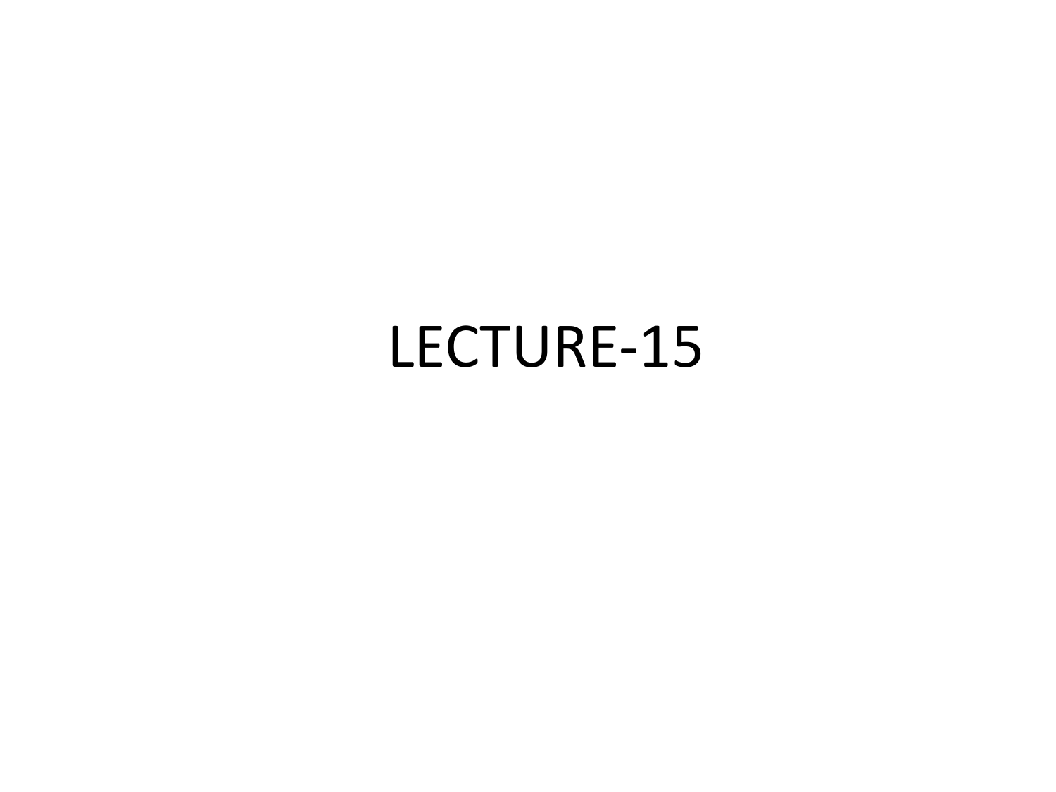# LECTURE-15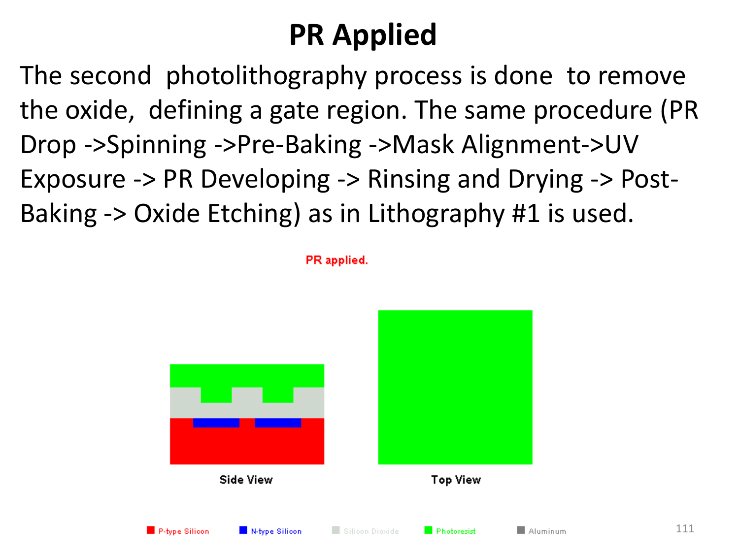# PR Applied

The second photolithography process is done to remove the oxide, defining a gate region. The same procedure (PR Drop ->Spinning ->Pre-Baking ->Mask Alignment->UV Exposure -> PR Developing -> Rinsing and Drying -> Post-Baking -> Oxide Etching) as in Lithography #1 is used.

PR applied.

Side View

Top View

P-type Silicon    N-type Silicon    Silicon Dioxide    Photoresist    Aluminum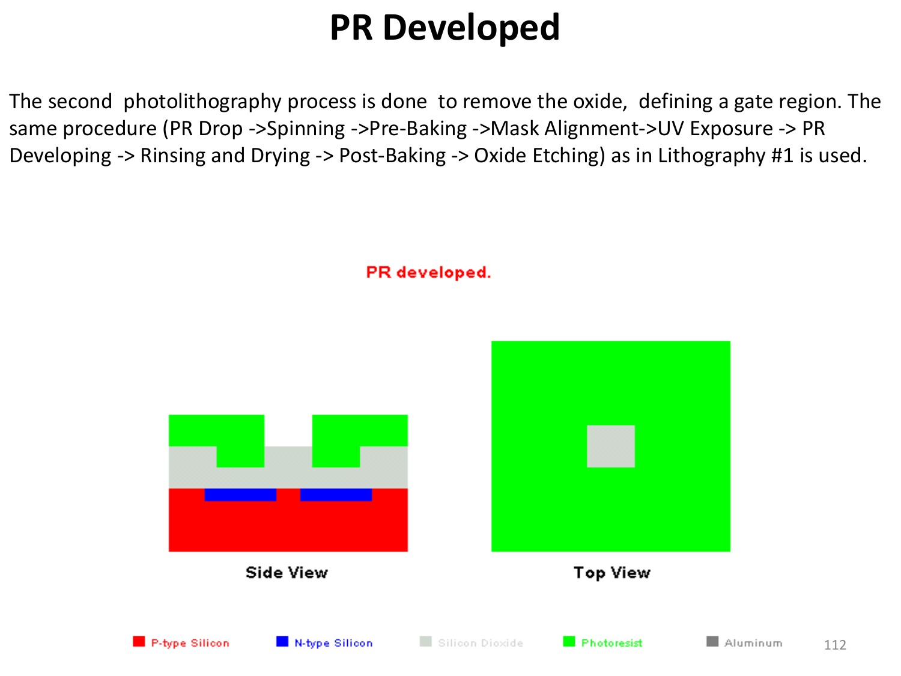# PR Developed

The second photolithography process is done to remove the oxide, defining a gate region. The same procedure (PR Drop ->Spinning ->Pre-Baking ->Mask Alignment->UV Exposure -> PR Developing -> Rinsing and Drying -> Post-Baking -> Oxide Etching) as in Lithography #1 is used.

PR developed.

Side View

Top View

P-type Silicon N-type Silicon Silicon Dioxide Photoresist Aluminum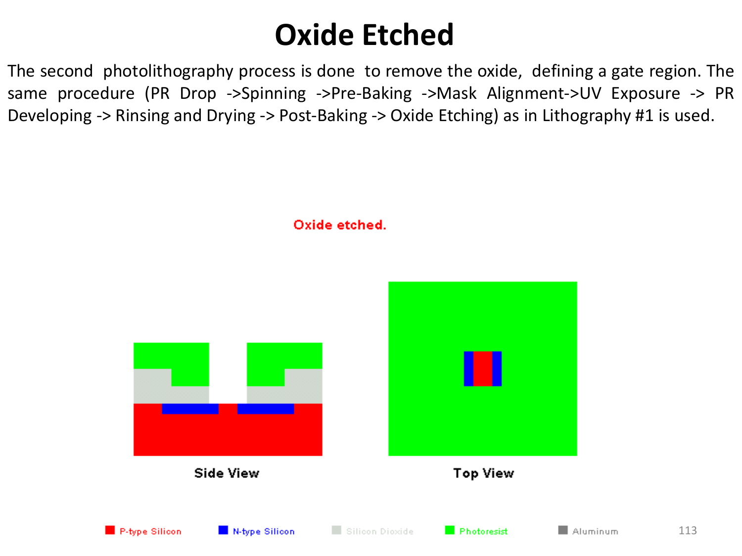# Oxide Etched

The second photolithography process is done to remove the oxide, defining a gate region. The same procedure (PR Drop ->Spinning ->Pre-Baking ->Mask Alignment->UV Exposure -> PR Developing -> Rinsing and Drying -> Post-Baking -> Oxide Etching) as in Lithography #1 is used.

Oxide etched.

Side View

Top View

P-type Silicon N-type Silicon Silicon Dioxide Photoresist Aluminum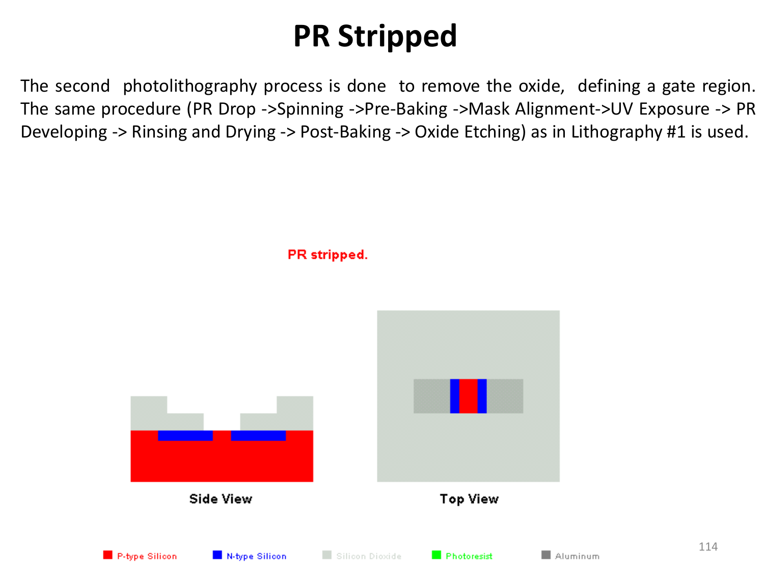# PR Stripped

The second photolithography process is done to remove the oxide, defining a gate region. The same procedure (PR Drop ->Spinning ->Pre-Baking ->Mask Alignment->UV Exposure -> PR Developing -> Rinsing and Drying -> Post-Baking -> Oxide Etching) as in Lithography #1 is used.

PR stripped.

Side View

Top View

P-type Silicon | N-type Silicon | Silicon Dioxide | Photoresist | Aluminum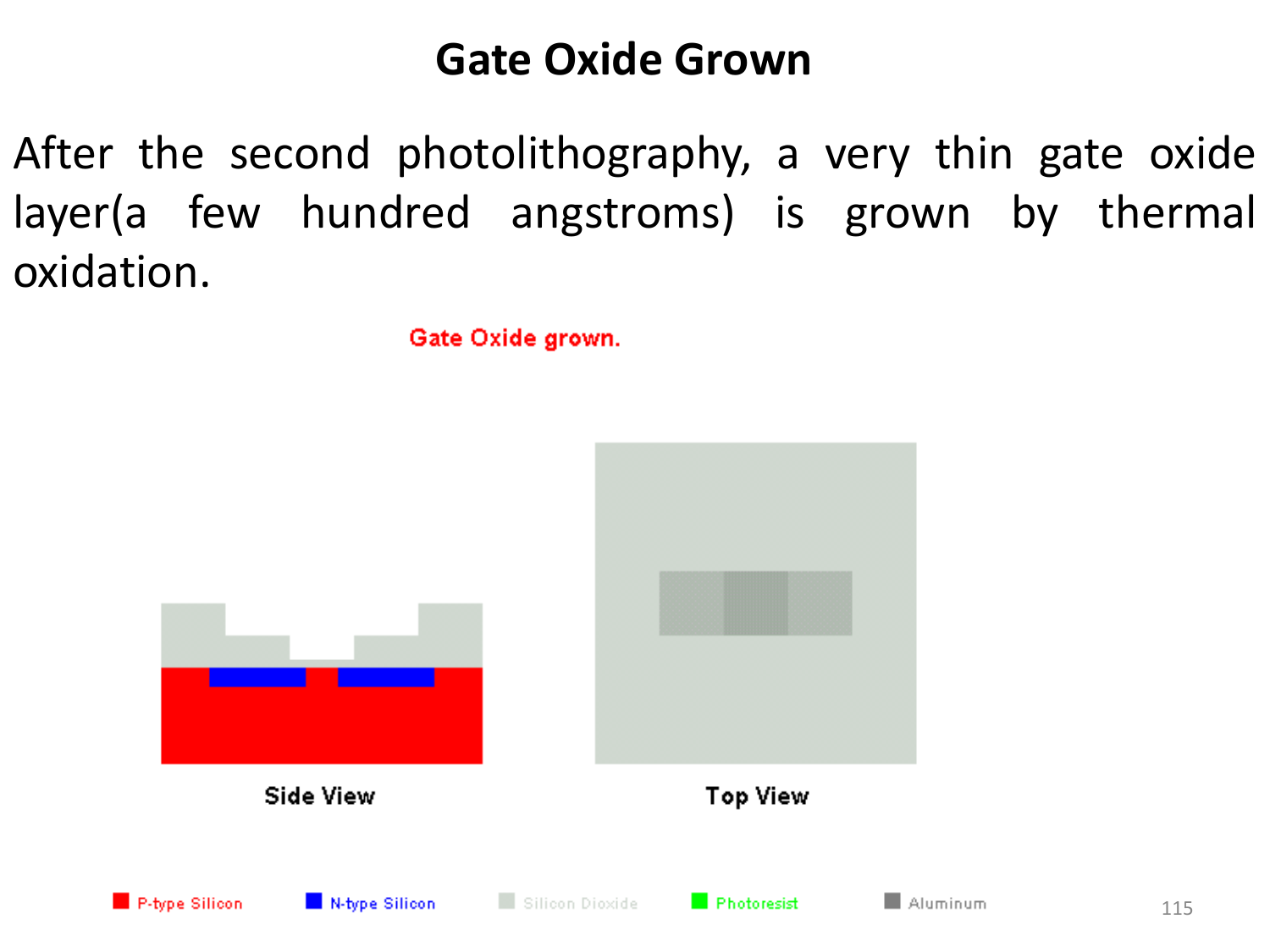# Gate Oxide Grown

After the second photolithography, a very thin gate oxide layer(a few hundred angstroms) is grown by thermal oxidation.

Gate Oxide grown.

Side View

Top View

P-type Silicon N-type Silicon Silicon Dioxide Photoresist Aluminum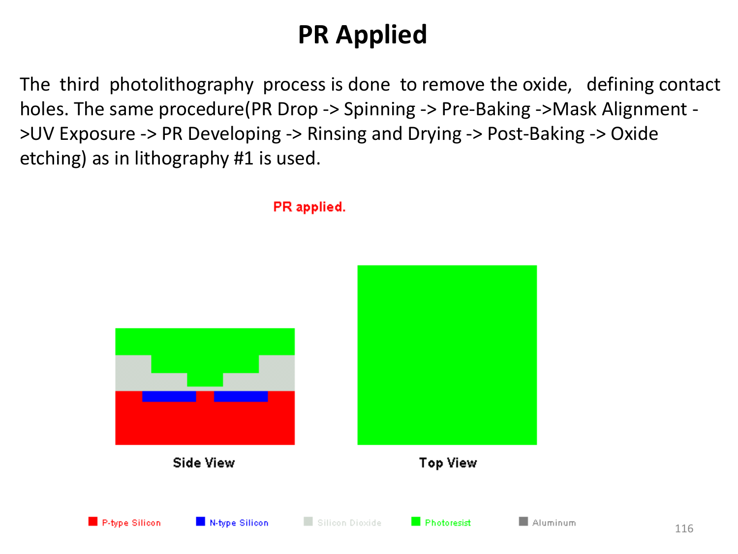# PR Applied

The third photolithography process is done to remove the oxide, defining contact holes. The same procedure(PR Drop -> Spinning -> Pre-Baking ->Mask Alignment ->UV Exposure -> PR Developing -> Rinsing and Drying -> Post-Baking -> Oxide etching) as in lithography #1 is used.

PR applied.

Side View

Top View

P-type Silicon N-type Silicon Silicon Dioxide Photoresist Aluminum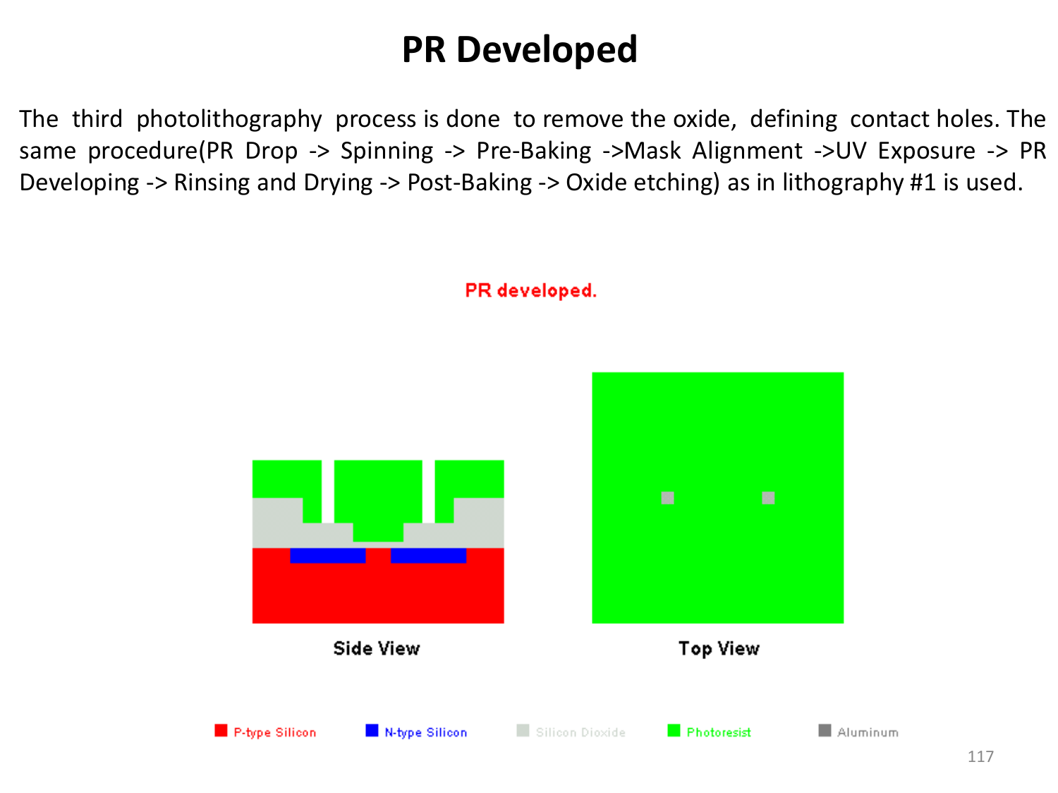# PR Developed

The third photolithography process is done to remove the oxide, defining contact holes. The same procedure(PR Drop -> Spinning -> Pre-Baking ->Mask Alignment ->UV Exposure -> PR Developing -> Rinsing and Drying -> Post-Baking -> Oxide etching) as in lithography #1 is used.

PR developed.

Side View

Top View

P-type Silicon | N-type Silicon | Silicon Dioxide | Photoresist | Aluminum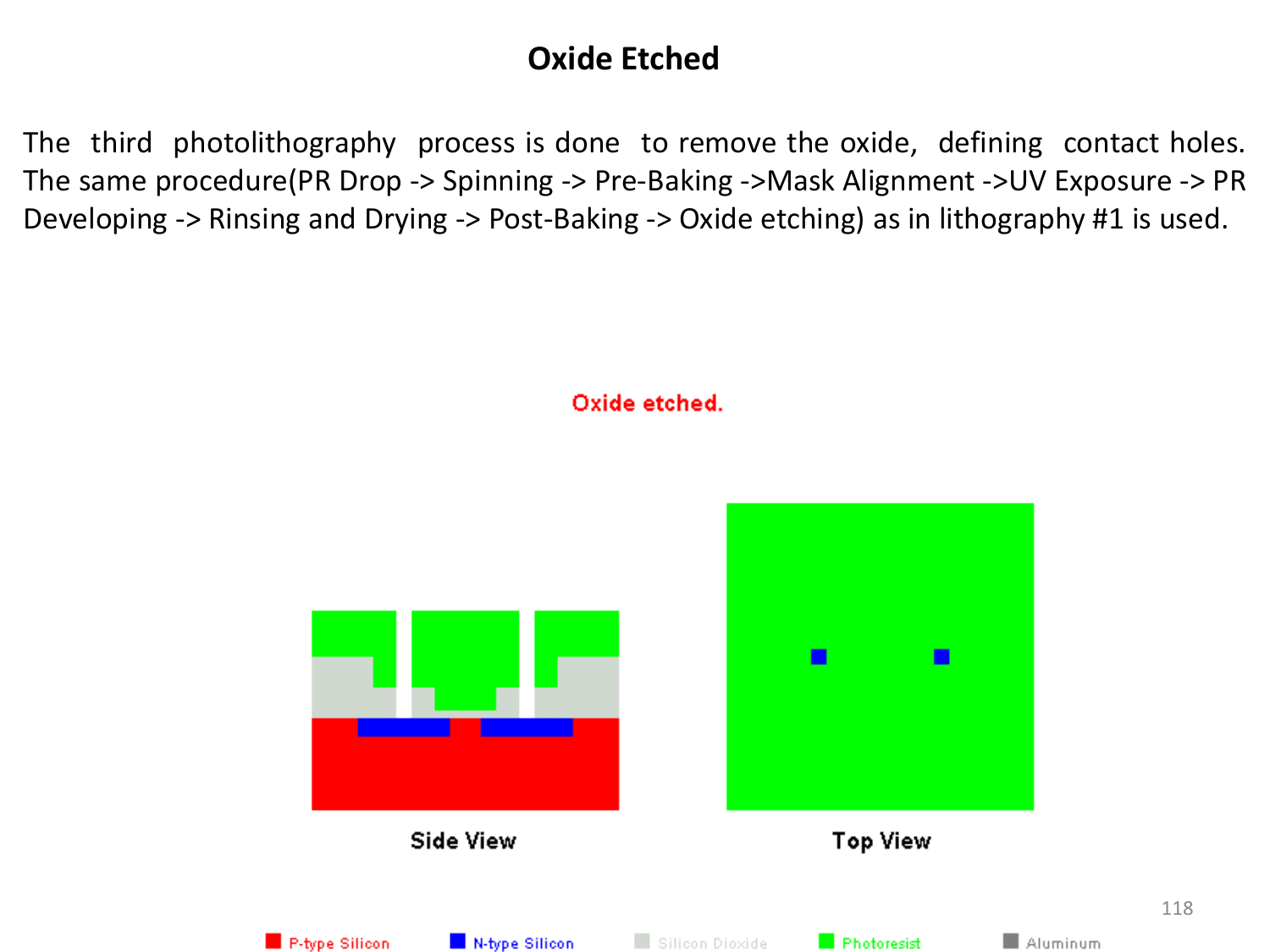# Oxide Etched

The third photolithography process is done to remove the oxide, defining contact holes. The same procedure(PR Drop -> Spinning -> Pre-Baking ->Mask Alignment ->UV Exposure -> PR Developing -> Rinsing and Drying -> Post-Baking -> Oxide etching) as in lithography #1 is used.

Oxide etched.

Side View

Top View

P-type Silicon N-type Silicon Silicon Dioxide Photoresist Aluminum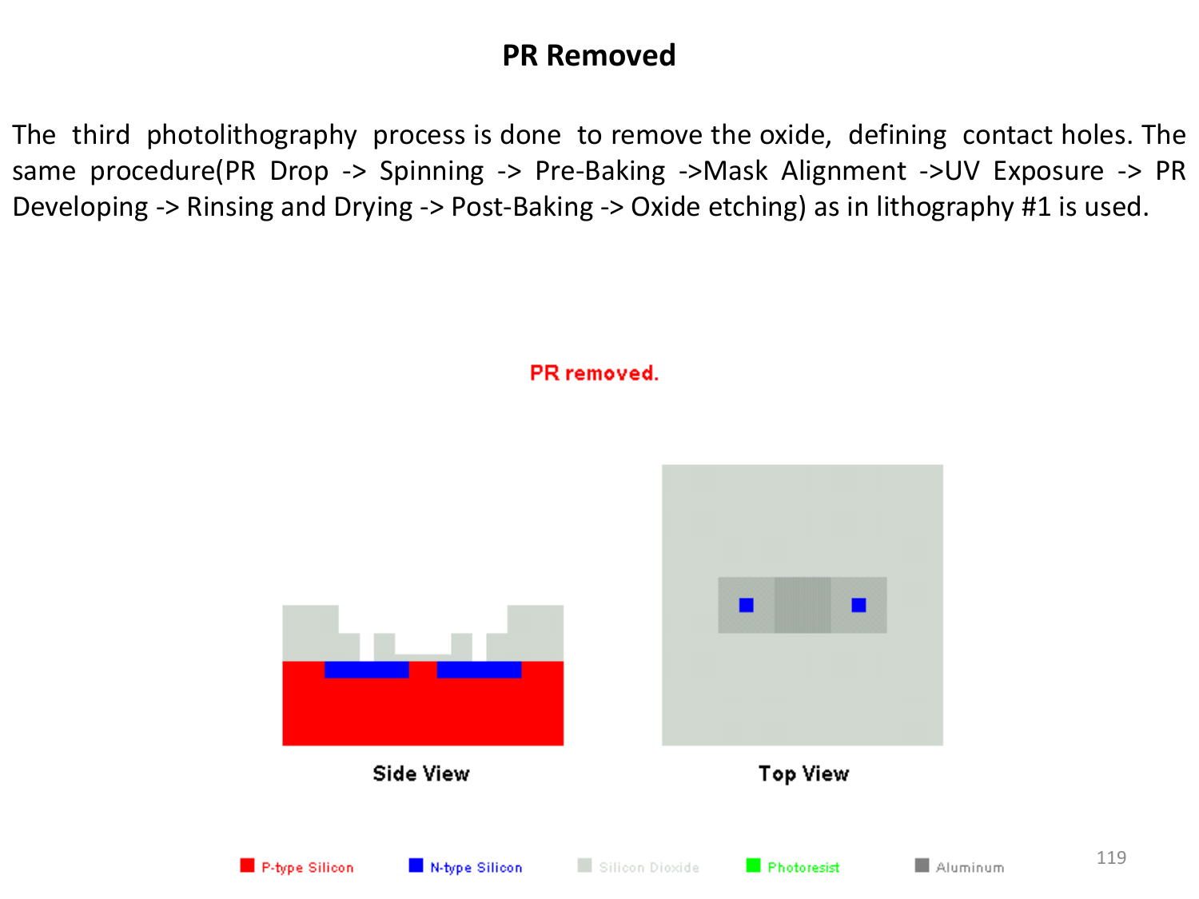# PR Removed

The third photolithography process is done to remove the oxide, defining contact holes. The same procedure(PR Drop -> Spinning -> Pre-Baking ->Mask Alignment ->UV Exposure -> PR Developing -> Rinsing and Drying -> Post-Baking -> Oxide etching) as in lithography #1 is used.

PR removed.

Side View

Top View

P-type Silicon　N-type Silicon　Silicon Dioxide　Photoresist　Aluminum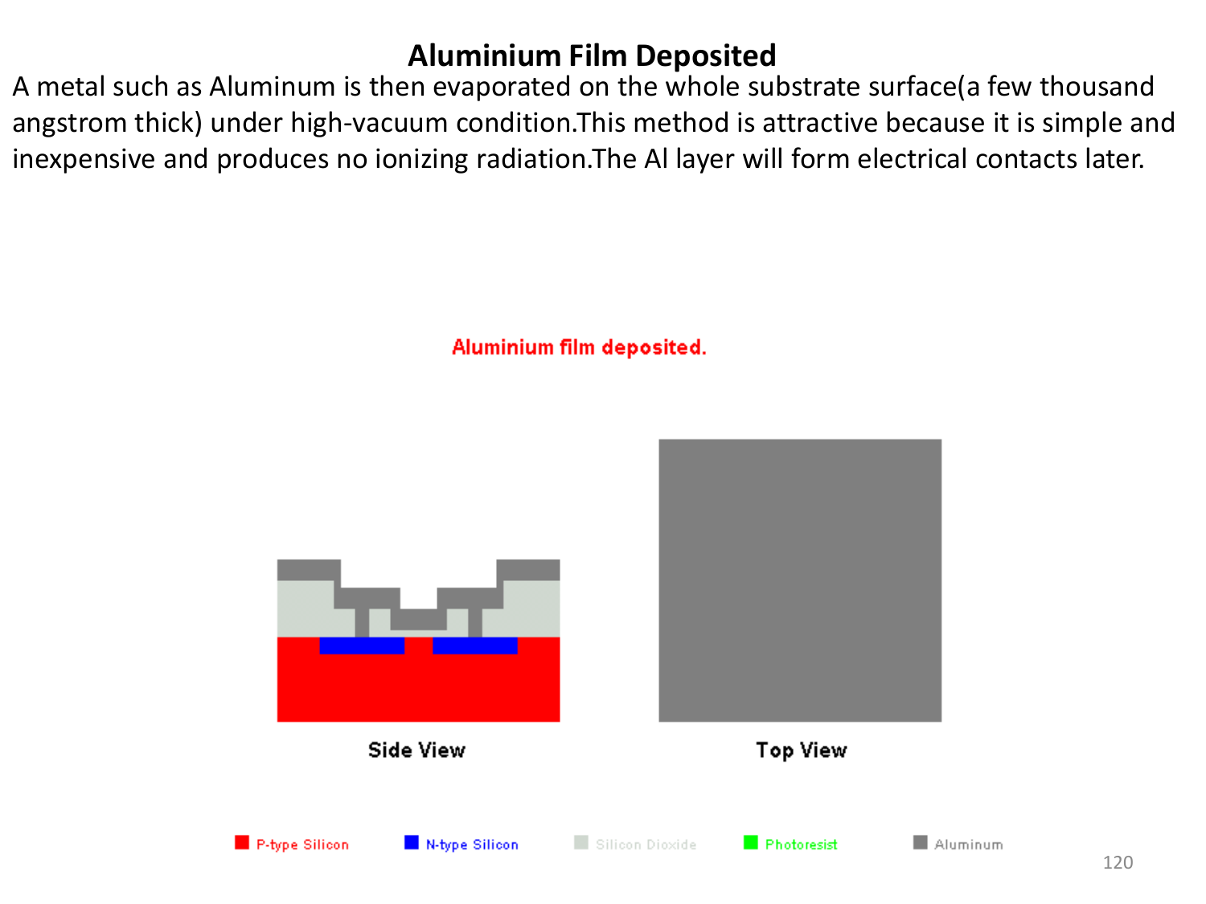# Aluminium Film Deposited

A metal such as Aluminum is then evaporated on the whole substrate surface(a few thousand angstrom thick) under high-vacuum condition.This method is attractive because it is simple and inexpensive and produces no ionizing radiation.The Al layer will form electrical contacts later.

Aluminium film deposited.

Side View

Top View

P-type Silicon   N-type Silicon   Silicon Dioxide   Photoresist   Aluminum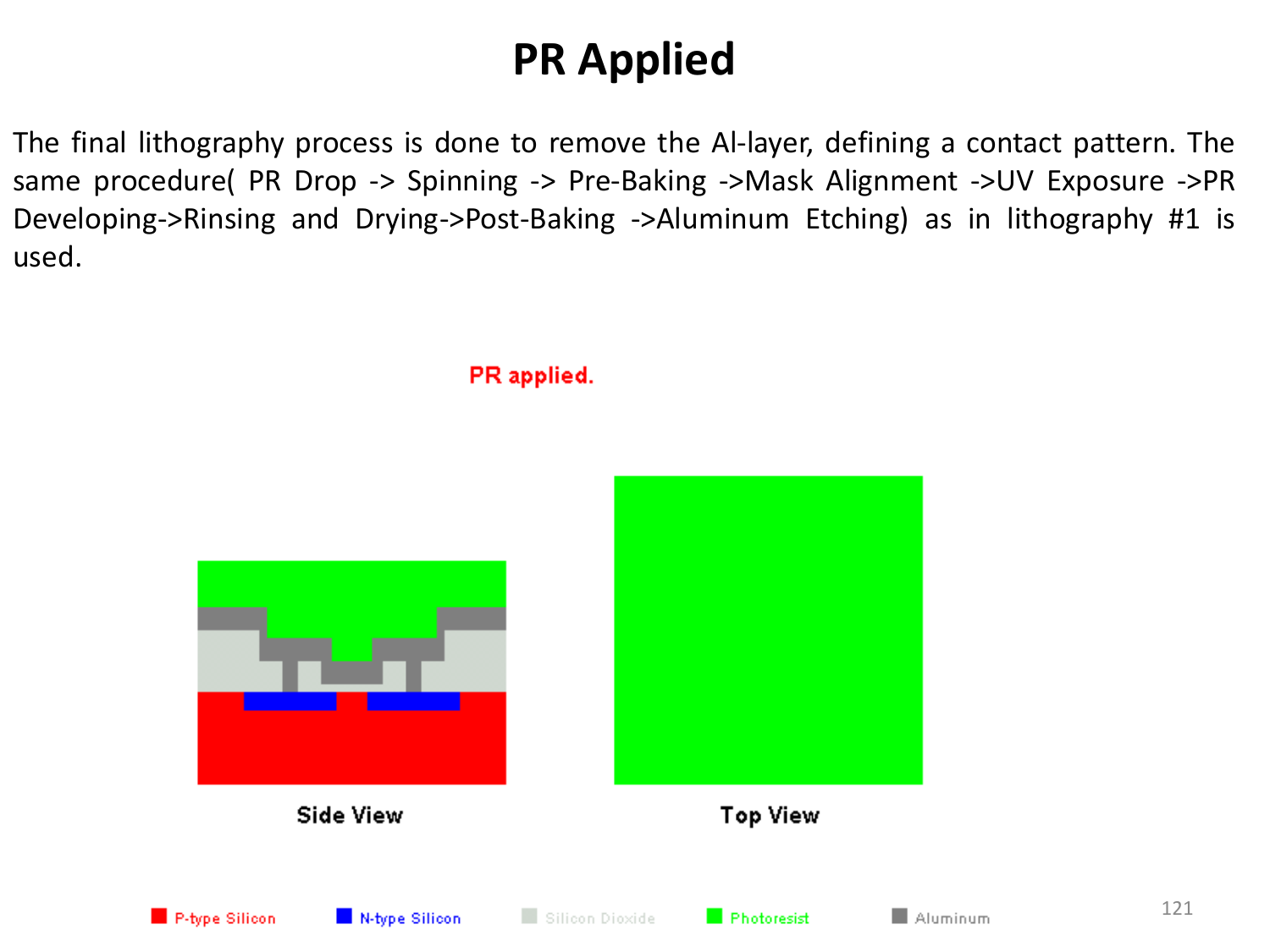# PR Applied

The final lithography process is done to remove the Al-layer, defining a contact pattern. The same procedure( PR Drop -> Spinning -> Pre-Baking ->Mask Alignment ->UV Exposure ->PR Developing->Rinsing and Drying->Post-Baking ->Aluminum Etching) as in lithography #1 is used.

**PR applied.**

Side View

Top View

P-type Silicon   N-type Silicon   Silicon Dioxide   Photoresist   Aluminum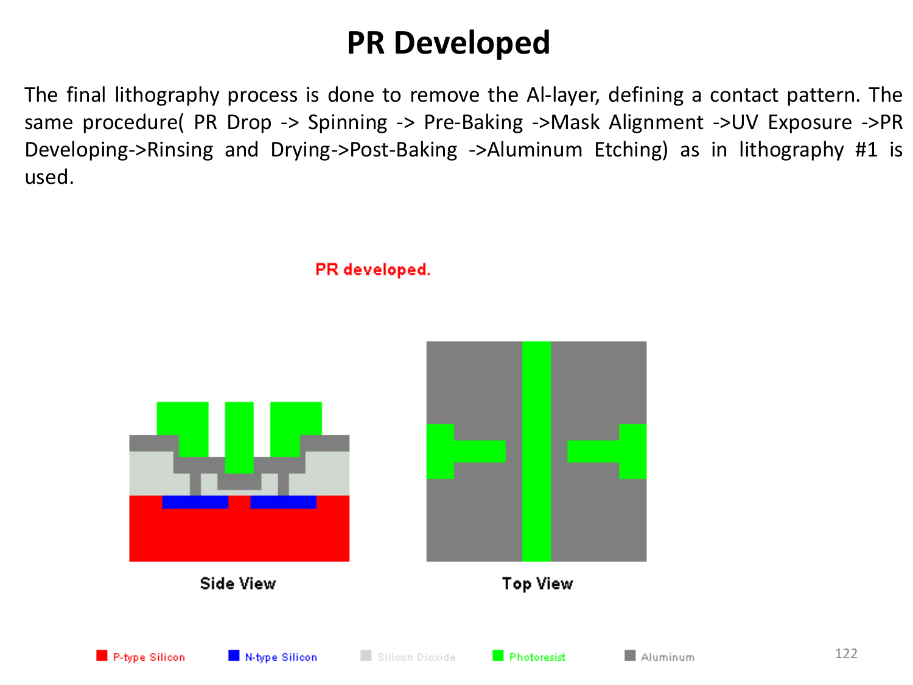# PR Developed

The final lithography process is done to remove the Al-layer, defining a contact pattern. The same procedure( PR Drop -> Spinning -> Pre-Baking ->Mask Alignment ->UV Exposure ->PR Developing->Rinsing and Drying->Post-Baking ->Aluminum Etching) as in lithography #1 is used.

PR developed.

Side View

Top View

P-type Silicon | N-type Silicon | Silicon Dioxide | Photoresist | Aluminum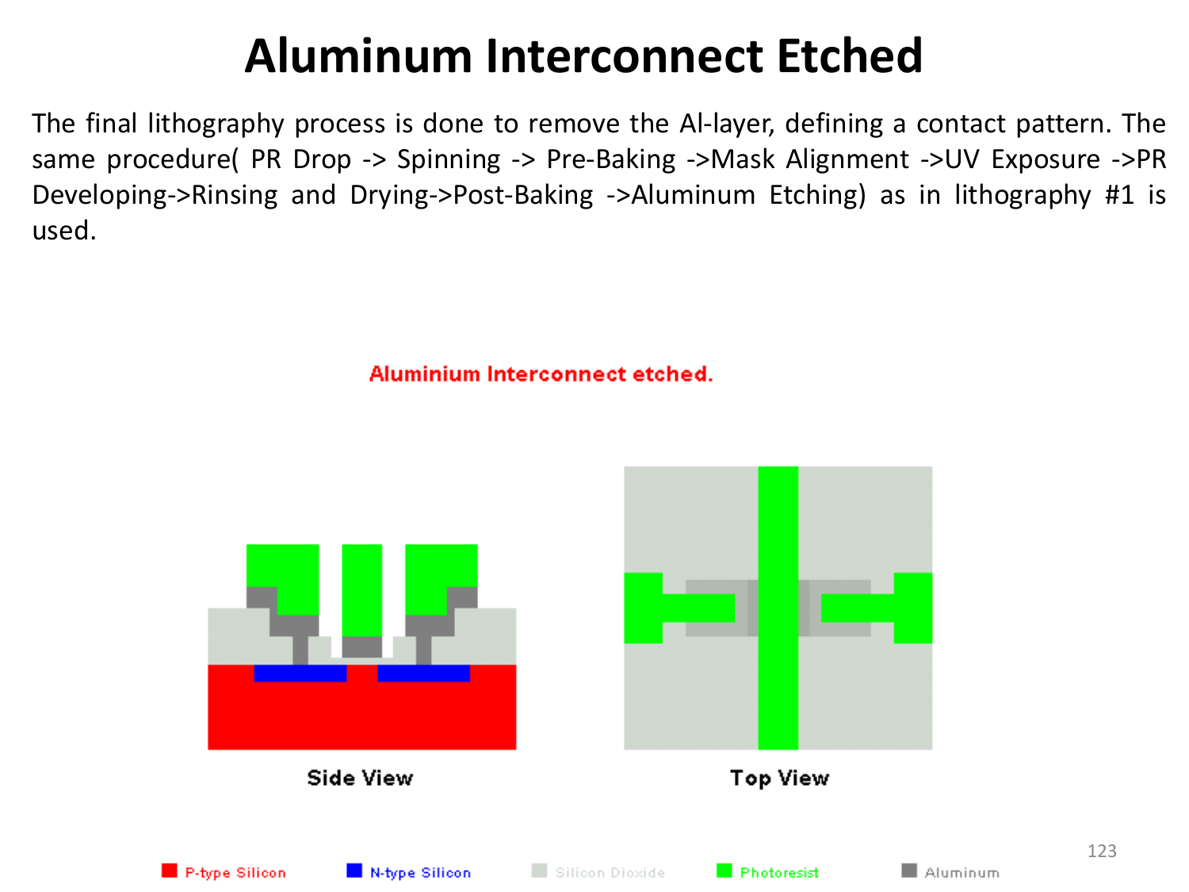# Aluminum Interconnect Etched

The final lithography process is done to remove the Al-layer, defining a contact pattern. The same procedure( PR Drop -> Spinning -> Pre-Baking ->Mask Alignment ->UV Exposure ->PR Developing->Rinsing and Drying->Post-Baking ->Aluminum Etching) as in lithography #1 is used.

Aluminium Interconnect etched.

Side View

Top View

P-type Silicon | N-type Silicon | Silicon Dioxide | Photoresist | Aluminum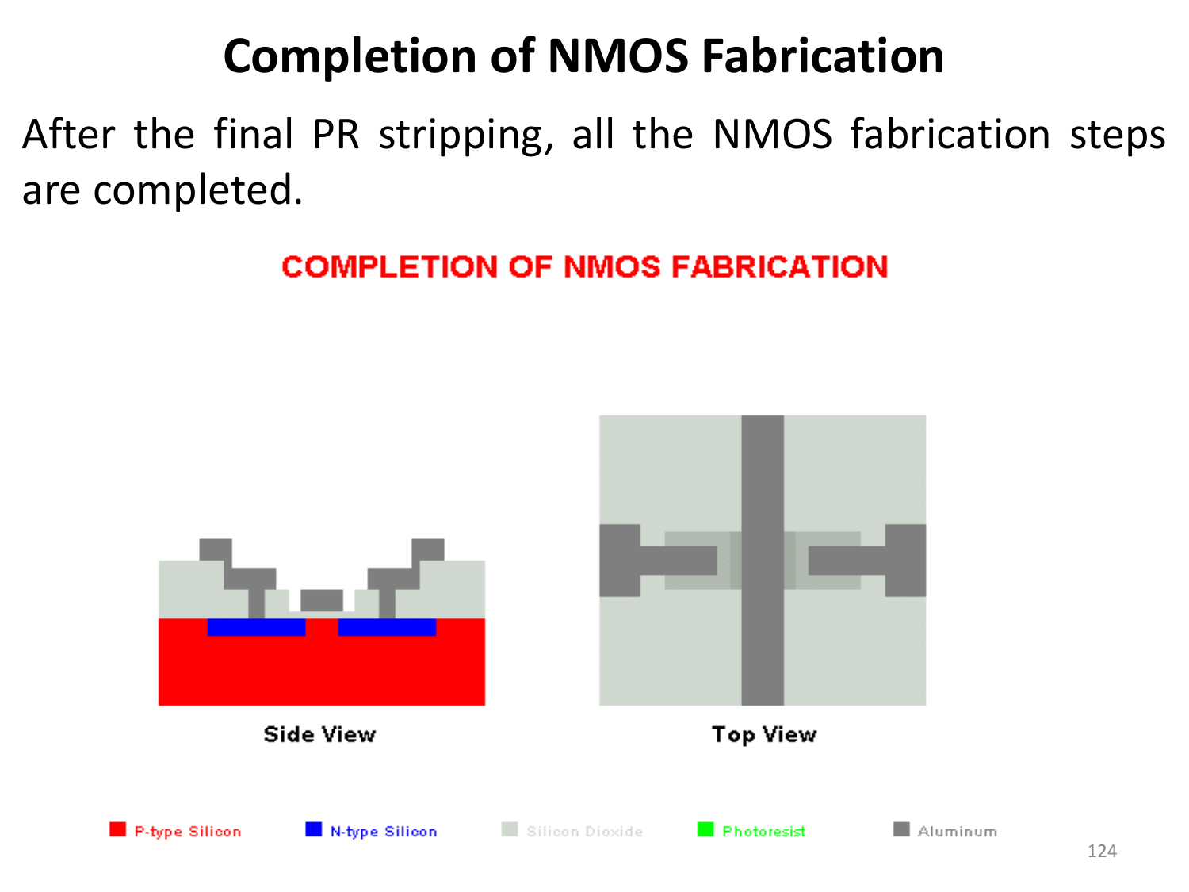# Completion of NMOS Fabrication

After the final PR stripping, all the NMOS fabrication steps are completed.

COMPLETION OF NMOS FABRICATION

Side View

Top View

P-type Silicon

N-type Silicon

Silicon Dioxide

Photoresist

Aluminum